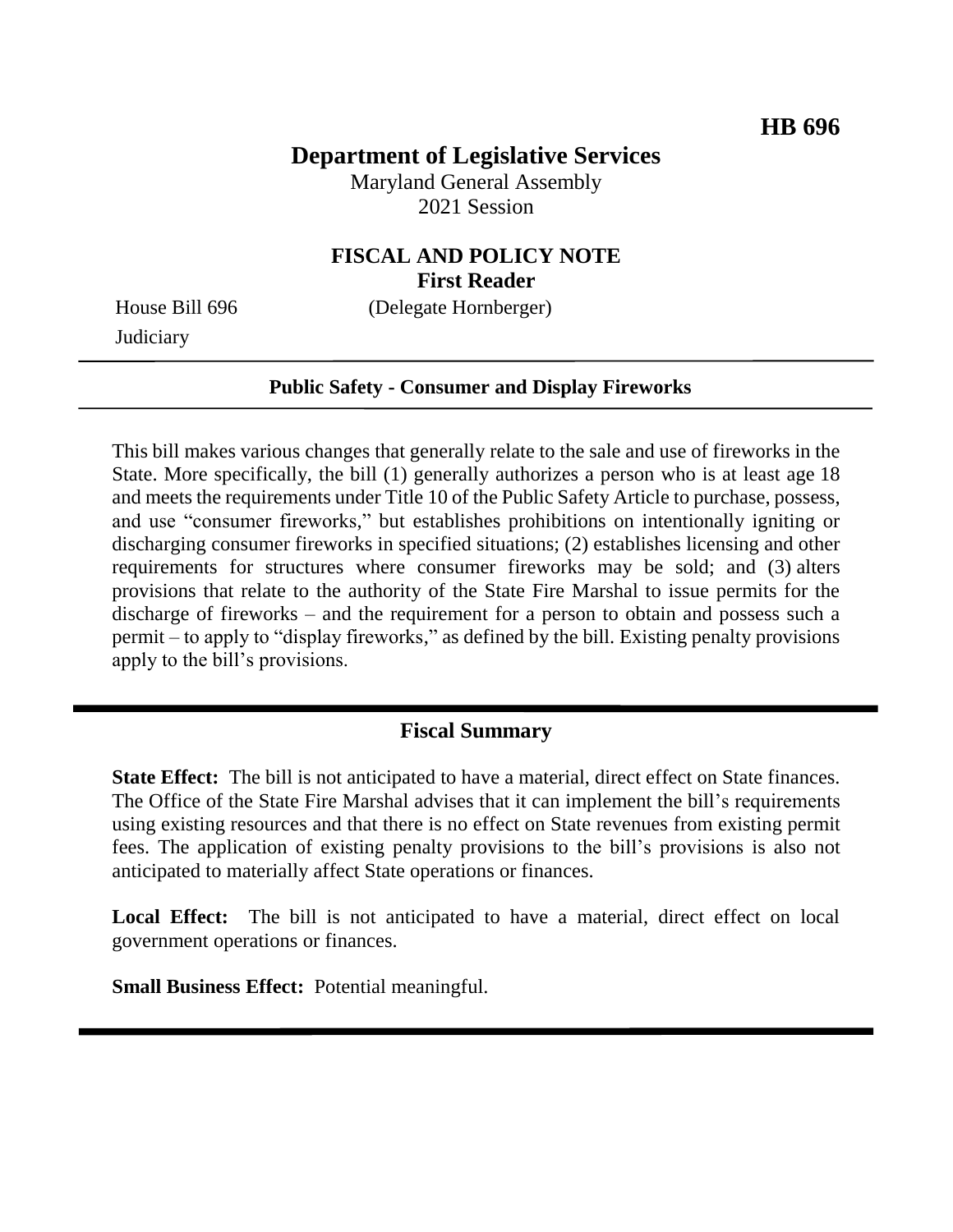**HB 696**

# Department of Legislative Services

Maryland General Assembly
2021 Session

## FISCAL AND POLICY NOTE
**First Reader**

House Bill 696 (Delegate Hornberger)
Judiciary

**Public Safety - Consumer and Display Fireworks**

This bill makes various changes that generally relate to the sale and use of fireworks in the State. More specifically, the bill (1) generally authorizes a person who is at least age 18 and meets the requirements under Title 10 of the Public Safety Article to purchase, possess, and use "consumer fireworks," but establishes prohibitions on intentionally igniting or discharging consumer fireworks in specified situations; (2) establishes licensing and other requirements for structures where consumer fireworks may be sold; and (3) alters provisions that relate to the authority of the State Fire Marshal to issue permits for the discharge of fireworks – and the requirement for a person to obtain and possess such a permit – to apply to "display fireworks," as defined by the bill. Existing penalty provisions apply to the bill's provisions.

## Fiscal Summary

**State Effect:** The bill is not anticipated to have a material, direct effect on State finances. The Office of the State Fire Marshal advises that it can implement the bill's requirements using existing resources and that there is no effect on State revenues from existing permit fees. The application of existing penalty provisions to the bill's provisions is also not anticipated to materially affect State operations or finances.

**Local Effect:** The bill is not anticipated to have a material, direct effect on local government operations or finances.

**Small Business Effect:** Potential meaningful.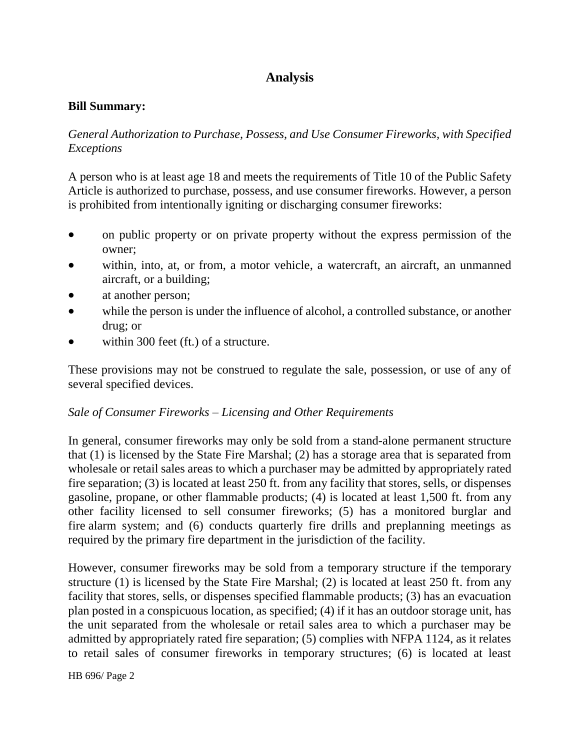# Analysis

**Bill Summary:**

*General Authorization to Purchase, Possess, and Use Consumer Fireworks, with Specified Exceptions*

A person who is at least age 18 and meets the requirements of Title 10 of the Public Safety Article is authorized to purchase, possess, and use consumer fireworks. However, a person is prohibited from intentionally igniting or discharging consumer fireworks:

- on public property or on private property without the express permission of the owner;
- within, into, at, or from, a motor vehicle, a watercraft, an aircraft, an unmanned aircraft, or a building;
- at another person;
- while the person is under the influence of alcohol, a controlled substance, or another drug; or
- within 300 feet (ft.) of a structure.

These provisions may not be construed to regulate the sale, possession, or use of any of several specified devices.

*Sale of Consumer Fireworks – Licensing and Other Requirements*

In general, consumer fireworks may only be sold from a stand-alone permanent structure that (1) is licensed by the State Fire Marshal; (2) has a storage area that is separated from wholesale or retail sales areas to which a purchaser may be admitted by appropriately rated fire separation; (3) is located at least 250 ft. from any facility that stores, sells, or dispenses gasoline, propane, or other flammable products; (4) is located at least 1,500 ft. from any other facility licensed to sell consumer fireworks; (5) has a monitored burglar and fire alarm system; and (6) conducts quarterly fire drills and preplanning meetings as required by the primary fire department in the jurisdiction of the facility.

However, consumer fireworks may be sold from a temporary structure if the temporary structure (1) is licensed by the State Fire Marshal; (2) is located at least 250 ft. from any facility that stores, sells, or dispenses specified flammable products; (3) has an evacuation plan posted in a conspicuous location, as specified; (4) if it has an outdoor storage unit, has the unit separated from the wholesale or retail sales area to which a purchaser may be admitted by appropriately rated fire separation; (5) complies with NFPA 1124, as it relates to retail sales of consumer fireworks in temporary structures; (6) is located at least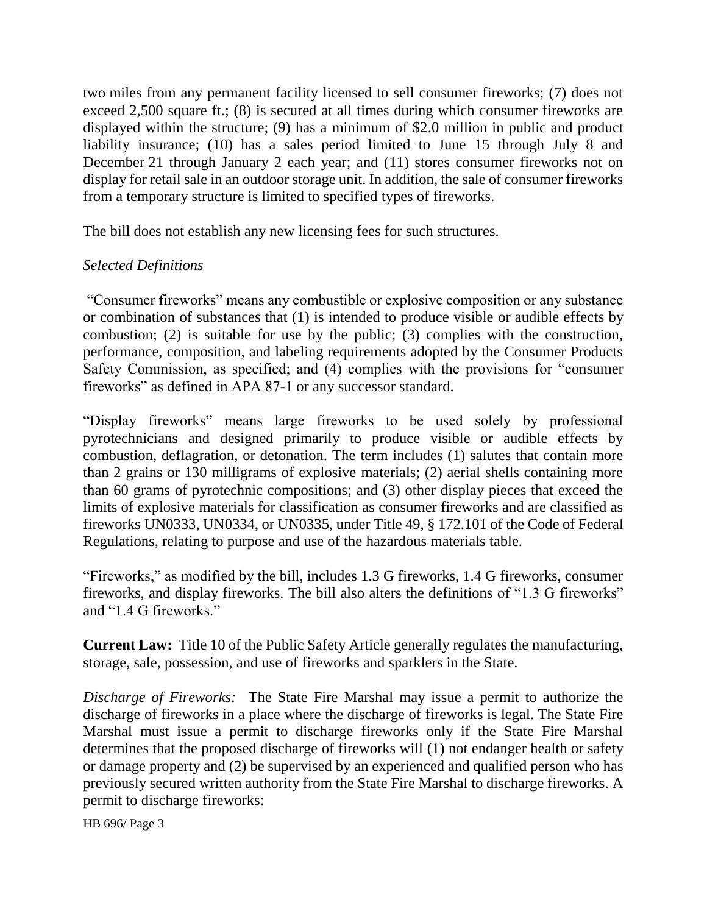two miles from any permanent facility licensed to sell consumer fireworks; (7) does not exceed 2,500 square ft.; (8) is secured at all times during which consumer fireworks are displayed within the structure; (9) has a minimum of $2.0 million in public and product liability insurance; (10) has a sales period limited to June 15 through July 8 and December 21 through January 2 each year; and (11) stores consumer fireworks not on display for retail sale in an outdoor storage unit. In addition, the sale of consumer fireworks from a temporary structure is limited to specified types of fireworks.

The bill does not establish any new licensing fees for such structures.

*Selected Definitions*

"Consumer fireworks" means any combustible or explosive composition or any substance or combination of substances that (1) is intended to produce visible or audible effects by combustion; (2) is suitable for use by the public; (3) complies with the construction, performance, composition, and labeling requirements adopted by the Consumer Products Safety Commission, as specified; and (4) complies with the provisions for "consumer fireworks" as defined in APA 87-1 or any successor standard.

"Display fireworks" means large fireworks to be used solely by professional pyrotechnicians and designed primarily to produce visible or audible effects by combustion, deflagration, or detonation. The term includes (1) salutes that contain more than 2 grains or 130 milligrams of explosive materials; (2) aerial shells containing more than 60 grams of pyrotechnic compositions; and (3) other display pieces that exceed the limits of explosive materials for classification as consumer fireworks and are classified as fireworks UN0333, UN0334, or UN0335, under Title 49, § 172.101 of the Code of Federal Regulations, relating to purpose and use of the hazardous materials table.

"Fireworks," as modified by the bill, includes 1.3 G fireworks, 1.4 G fireworks, consumer fireworks, and display fireworks. The bill also alters the definitions of "1.3 G fireworks" and "1.4 G fireworks."

**Current Law:** Title 10 of the Public Safety Article generally regulates the manufacturing, storage, sale, possession, and use of fireworks and sparklers in the State.

*Discharge of Fireworks:* The State Fire Marshal may issue a permit to authorize the discharge of fireworks in a place where the discharge of fireworks is legal. The State Fire Marshal must issue a permit to discharge fireworks only if the State Fire Marshal determines that the proposed discharge of fireworks will (1) not endanger health or safety or damage property and (2) be supervised by an experienced and qualified person who has previously secured written authority from the State Fire Marshal to discharge fireworks. A permit to discharge fireworks: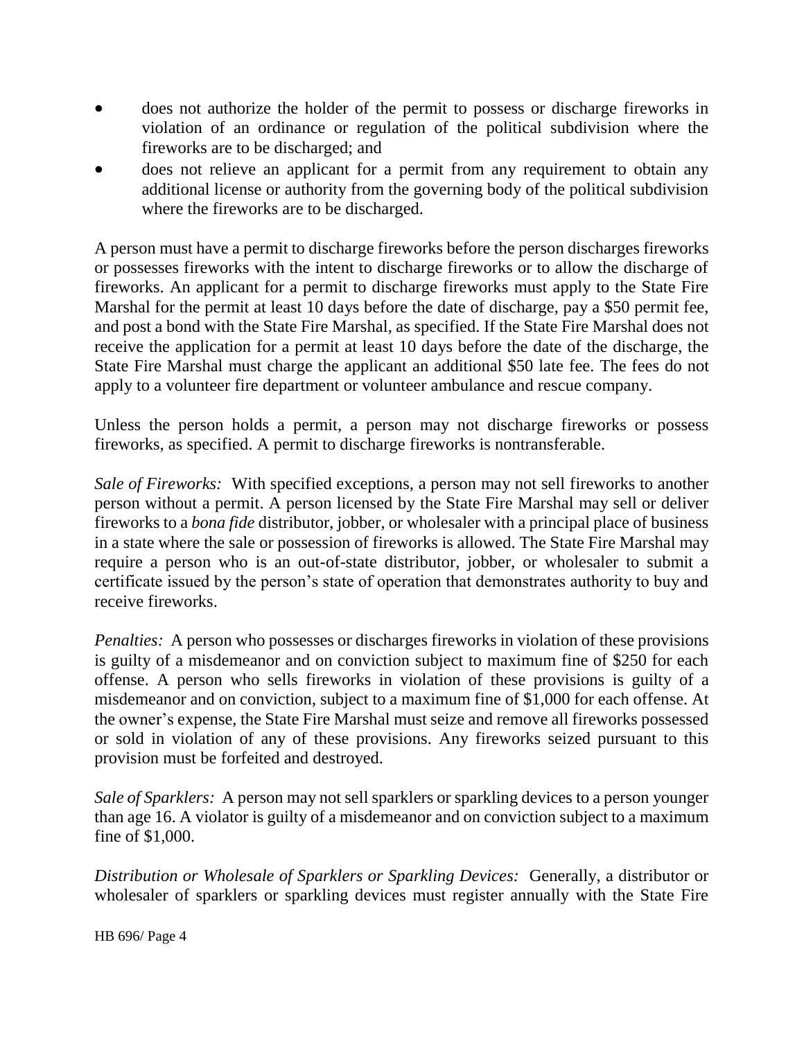- does not authorize the holder of the permit to possess or discharge fireworks in violation of an ordinance or regulation of the political subdivision where the fireworks are to be discharged; and
- does not relieve an applicant for a permit from any requirement to obtain any additional license or authority from the governing body of the political subdivision where the fireworks are to be discharged.

A person must have a permit to discharge fireworks before the person discharges fireworks or possesses fireworks with the intent to discharge fireworks or to allow the discharge of fireworks. An applicant for a permit to discharge fireworks must apply to the State Fire Marshal for the permit at least 10 days before the date of discharge, pay a $50 permit fee, and post a bond with the State Fire Marshal, as specified. If the State Fire Marshal does not receive the application for a permit at least 10 days before the date of the discharge, the State Fire Marshal must charge the applicant an additional $50 late fee. The fees do not apply to a volunteer fire department or volunteer ambulance and rescue company.

Unless the person holds a permit, a person may not discharge fireworks or possess fireworks, as specified. A permit to discharge fireworks is nontransferable.

*Sale of Fireworks:* With specified exceptions, a person may not sell fireworks to another person without a permit. A person licensed by the State Fire Marshal may sell or deliver fireworks to a *bona fide* distributor, jobber, or wholesaler with a principal place of business in a state where the sale or possession of fireworks is allowed. The State Fire Marshal may require a person who is an out-of-state distributor, jobber, or wholesaler to submit a certificate issued by the person's state of operation that demonstrates authority to buy and receive fireworks.

*Penalties:* A person who possesses or discharges fireworks in violation of these provisions is guilty of a misdemeanor and on conviction subject to maximum fine of $250 for each offense. A person who sells fireworks in violation of these provisions is guilty of a misdemeanor and on conviction, subject to a maximum fine of $1,000 for each offense. At the owner's expense, the State Fire Marshal must seize and remove all fireworks possessed or sold in violation of any of these provisions. Any fireworks seized pursuant to this provision must be forfeited and destroyed.

*Sale of Sparklers:* A person may not sell sparklers or sparkling devices to a person younger than age 16. A violator is guilty of a misdemeanor and on conviction subject to a maximum fine of $1,000.

*Distribution or Wholesale of Sparklers or Sparkling Devices:* Generally, a distributor or wholesaler of sparklers or sparkling devices must register annually with the State Fire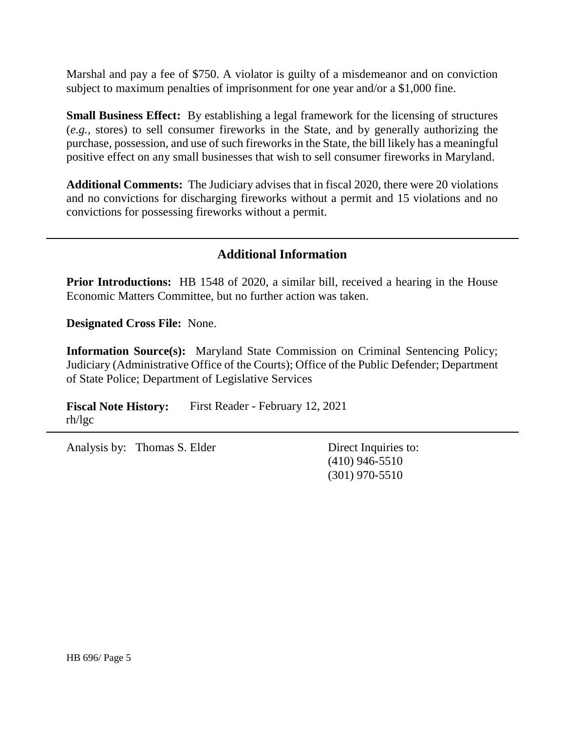Marshal and pay a fee of $750. A violator is guilty of a misdemeanor and on conviction subject to maximum penalties of imprisonment for one year and/or a $1,000 fine.

**Small Business Effect:** By establishing a legal framework for the licensing of structures (*e.g.*, stores) to sell consumer fireworks in the State, and by generally authorizing the purchase, possession, and use of such fireworks in the State, the bill likely has a meaningful positive effect on any small businesses that wish to sell consumer fireworks in Maryland.

**Additional Comments:** The Judiciary advises that in fiscal 2020, there were 20 violations and no convictions for discharging fireworks without a permit and 15 violations and no convictions for possessing fireworks without a permit.

---

## Additional Information

**Prior Introductions:** HB 1548 of 2020, a similar bill, received a hearing in the House Economic Matters Committee, but no further action was taken.

**Designated Cross File:** None.

**Information Source(s):** Maryland State Commission on Criminal Sentencing Policy; Judiciary (Administrative Office of the Courts); Office of the Public Defender; Department of State Police; Department of Legislative Services

**Fiscal Note History:** First Reader - February 12, 2021
rh/lgc

---

Analysis by: Thomas S. Elder

Direct Inquiries to:
(410) 946-5510
(301) 970-5510